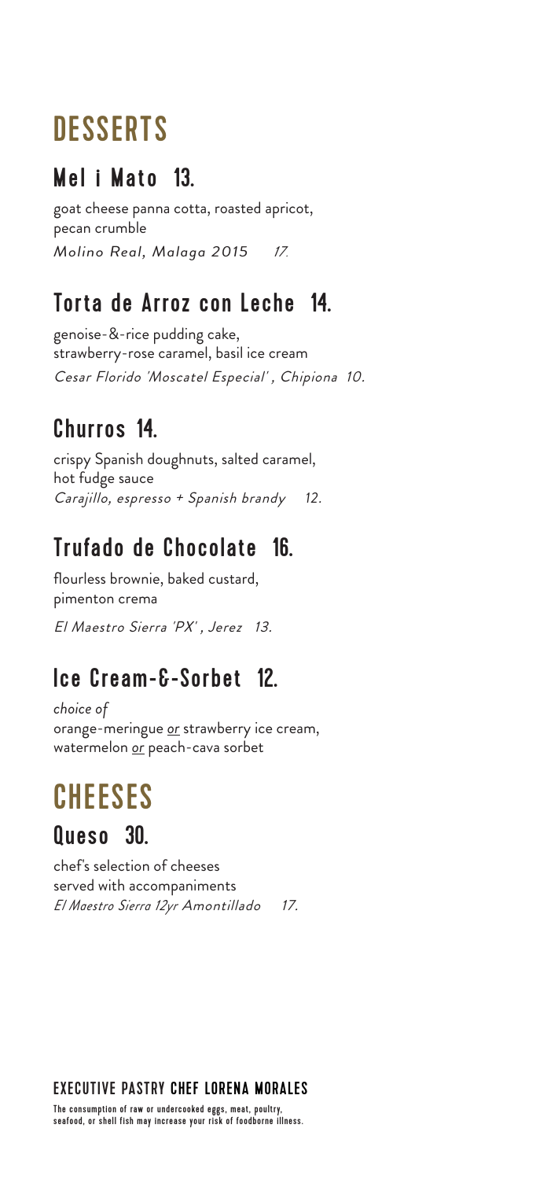# DESSERTS

## Mel i Mato 13.

goat cheese panna cotta, roasted apricot, pecan crumble

*Molino Real, Malaga 2015 17.*

## Torta de Arroz con Leche 14.

genoise-&-rice pudding cake, strawberry-rose caramel, basil ice cream

*Cesar Florido 'Moscatel Especial', Chipiona 10.*

## Churros 14.

crispy Spanish doughnuts, salted caramel, hot fudge sauce

*Carajillo, espresso + Spanish brandy 12.*

## Trufado de Chocolate 16.

flourless brownie, baked custard, pimenton crema

*El Maestro Sierra 'PX', Jerez 13.*

## Ice Cream-&-Sorbet 12.

*choice of*
orange-meringue or strawberry ice cream, watermelon or peach-cava sorbet

# CHEESES

## Queso 30.

chef's selection of cheeses served with accompaniments

*El Maestro Sierra 12yr Amontillado 17.*

**EXECUTIVE PASTRY CHEF LORENA MORALES**

The consumption of raw or undercooked eggs, meat, poultry, seafood, or shell fish may increase your risk of foodborne illness.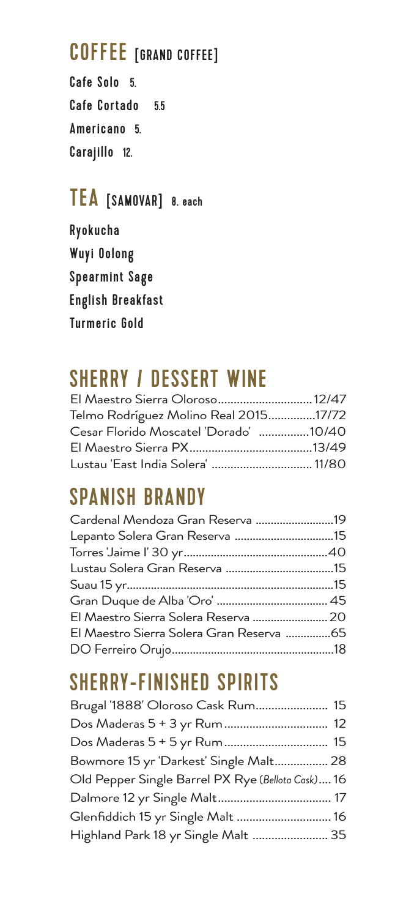## COFFEE [GRAND COFFEE]

Cafe Solo 5.

Cafe Cortado 5.5

Americano 5.

Carajillo 12.

## TEA [SAMOVAR] 8. each

Ryokucha

Wuyi Oolong

Spearmint Sage

English Breakfast

Turmeric Gold

## SHERRY / DESSERT WINE

El Maestro Sierra Oloroso.............................12/47

Telmo Rodríguez Molino Real 2015...............17/72

Cesar Florido Moscatel 'Dorado' ................10/40

El Maestro Sierra PX.......................................13/49

Lustau 'East India Solera' ................................ 11/80

## SPANISH BRANDY

Cardenal Mendoza Gran Reserva ..........................19

Lepanto Solera Gran Reserva ................................15

Torres 'Jaime I' 30 yr...............................................40

Lustau Solera Gran Reserva ...................................15

Suau 15 yr....................................................................15

Gran Duque de Alba 'Oro' .................................... 45

El Maestro Sierra Solera Reserva ........................ 20

El Maestro Sierra Solera Gran Reserva ..............65

DO Ferreiro Orujo.....................................................18

## SHERRY-FINISHED SPIRITS

Brugal '1888' Oloroso Cask Rum....................... 15

Dos Maderas 5 + 3 yr Rum................................. 12

Dos Maderas 5 + 5 yr Rum................................. 15

Bowmore 15 yr 'Darkest' Single Malt................. 28

Old Pepper Single Barrel PX Rye *(Bellota Cask)*.... 16

Dalmore 12 yr Single Malt.................................... 17

Glenfiddich 15 yr Single Malt .............................. 16

Highland Park 18 yr Single Malt ........................ 35